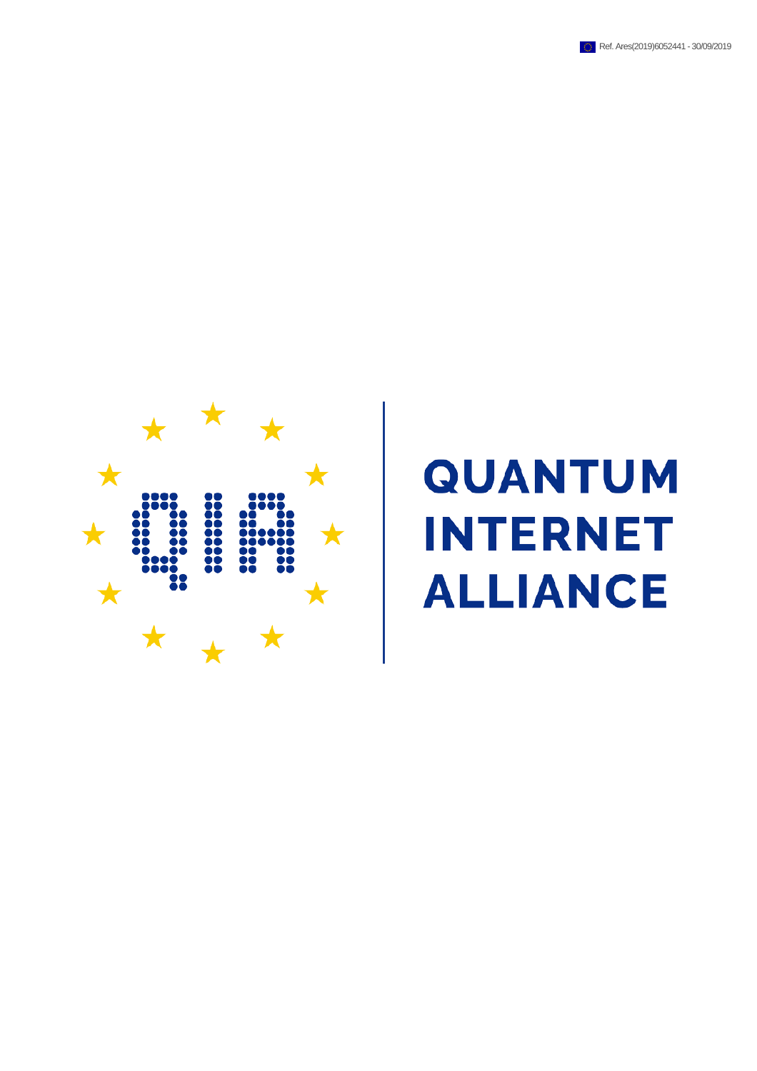Ref. Ares(2019)6052441 - 30/09/2019

# QUANTUM INTERNET ALLIANCE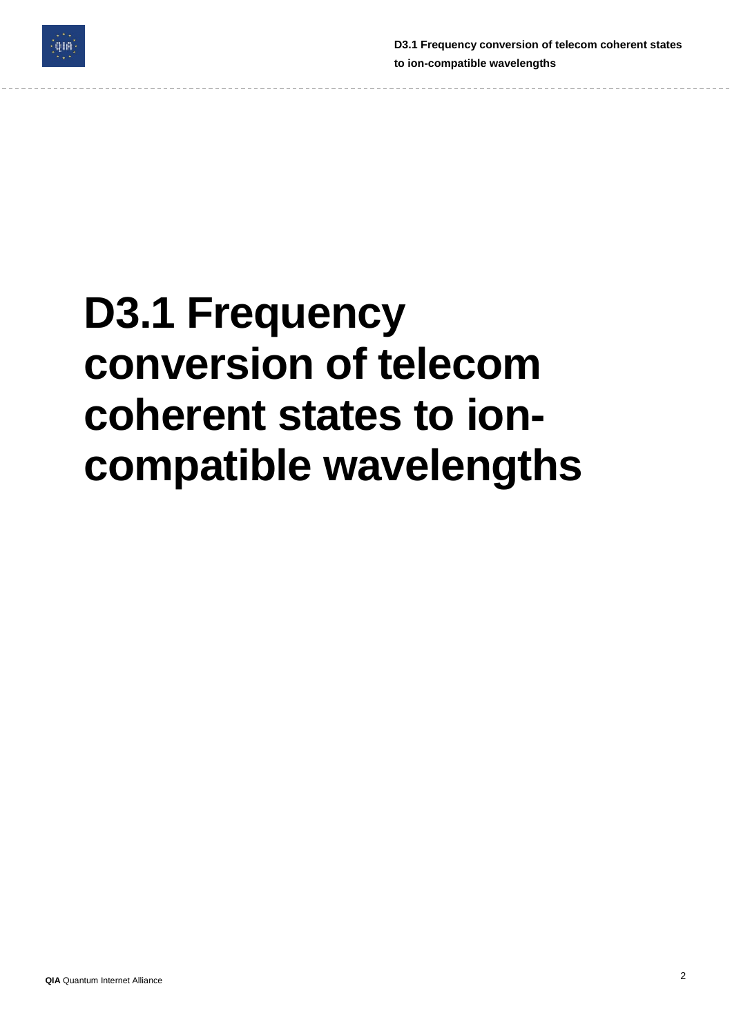# D3.1 Frequency conversion of telecom coherent states to ion-compatible wavelengths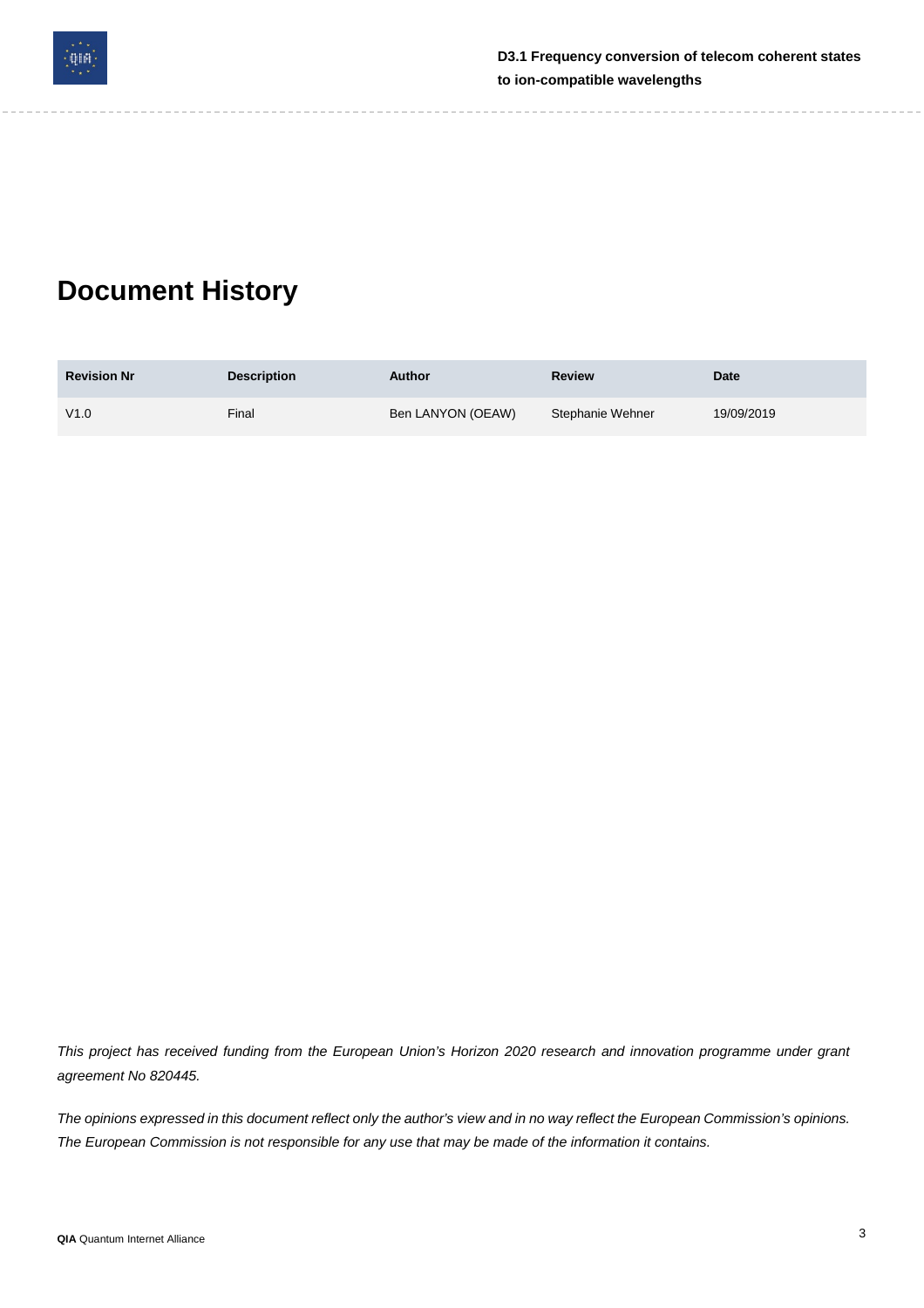# Document History

| Revision Nr | Description | Author | Review | Date |
|---|---|---|---|---|
| V1.0 | Final | Ben LANYON (OEAW) | Stephanie Wehner | 19/09/2019 |

*This project has received funding from the European Union's Horizon 2020 research and innovation programme under grant agreement No 820445.*

*The opinions expressed in this document reflect only the author's view and in no way reflect the European Commission's opinions. The European Commission is not responsible for any use that may be made of the information it contains.*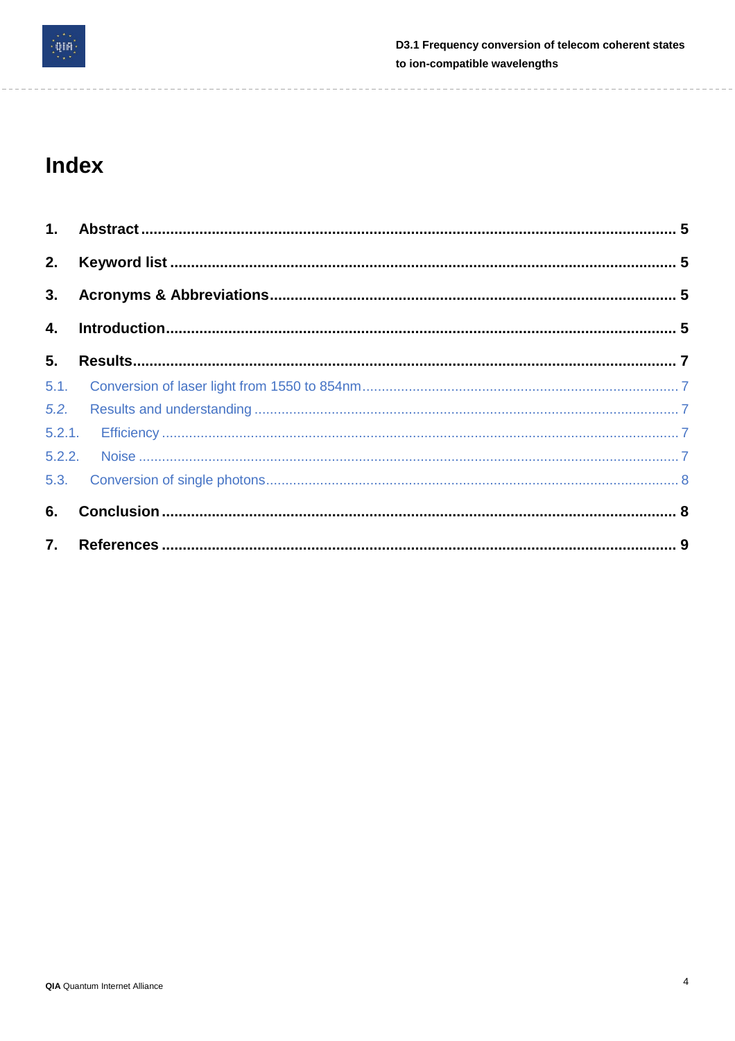# Index

1. **Abstract** ........................................................................................................................ **5**
2. **Keyword list** ................................................................................................................. **5**
3. **Acronyms & Abbreviations** ........................................................................................ **5**
4. **Introduction** ................................................................................................................. **5**
5. **Results** ......................................................................................................................... **7**
   - 5.1. Conversion of laser light from 1550 to 854nm ..................................................... 7
   - *5.2.* Results and understanding ................................................................................. 7
     - 5.2.1. Efficiency ..................................................................................................... 7
     - 5.2.2. Noise ............................................................................................................ 7
   - 5.3. Conversion of single photons .............................................................................. 8
6. **Conclusion** .................................................................................................................... **8**
7. **References** ................................................................................................................... **9**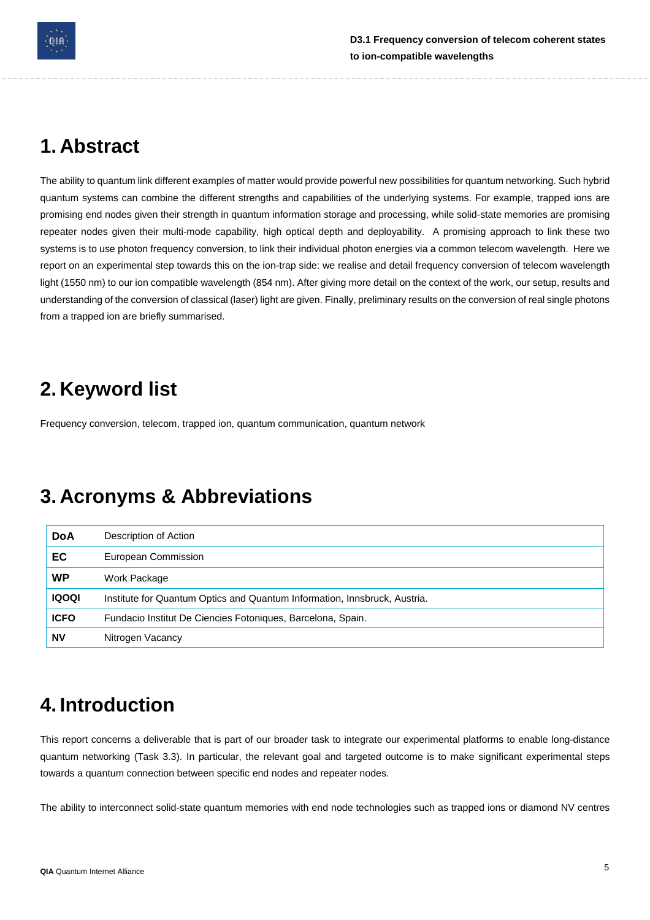# 1. Abstract

The ability to quantum link different examples of matter would provide powerful new possibilities for quantum networking. Such hybrid quantum systems can combine the different strengths and capabilities of the underlying systems. For example, trapped ions are promising end nodes given their strength in quantum information storage and processing, while solid-state memories are promising repeater nodes given their multi-mode capability, high optical depth and deployability. A promising approach to link these two systems is to use photon frequency conversion, to link their individual photon energies via a common telecom wavelength. Here we report on an experimental step towards this on the ion-trap side: we realise and detail frequency conversion of telecom wavelength light (1550 nm) to our ion compatible wavelength (854 nm). After giving more detail on the context of the work, our setup, results and understanding of the conversion of classical (laser) light are given. Finally, preliminary results on the conversion of real single photons from a trapped ion are briefly summarised.

# 2. Keyword list

Frequency conversion, telecom, trapped ion, quantum communication, quantum network

# 3. Acronyms & Abbreviations

| | |
|---|---|
| **DoA** | Description of Action |
| **EC** | European Commission |
| **WP** | Work Package |
| **IQOQI** | Institute for Quantum Optics and Quantum Information, Innsbruck, Austria. |
| **ICFO** | Fundacio Institut De Ciencies Fotoniques, Barcelona, Spain. |
| **NV** | Nitrogen Vacancy |

# 4. Introduction

This report concerns a deliverable that is part of our broader task to integrate our experimental platforms to enable long-distance quantum networking (Task 3.3). In particular, the relevant goal and targeted outcome is to make significant experimental steps towards a quantum connection between specific end nodes and repeater nodes.

The ability to interconnect solid-state quantum memories with end node technologies such as trapped ions or diamond NV centres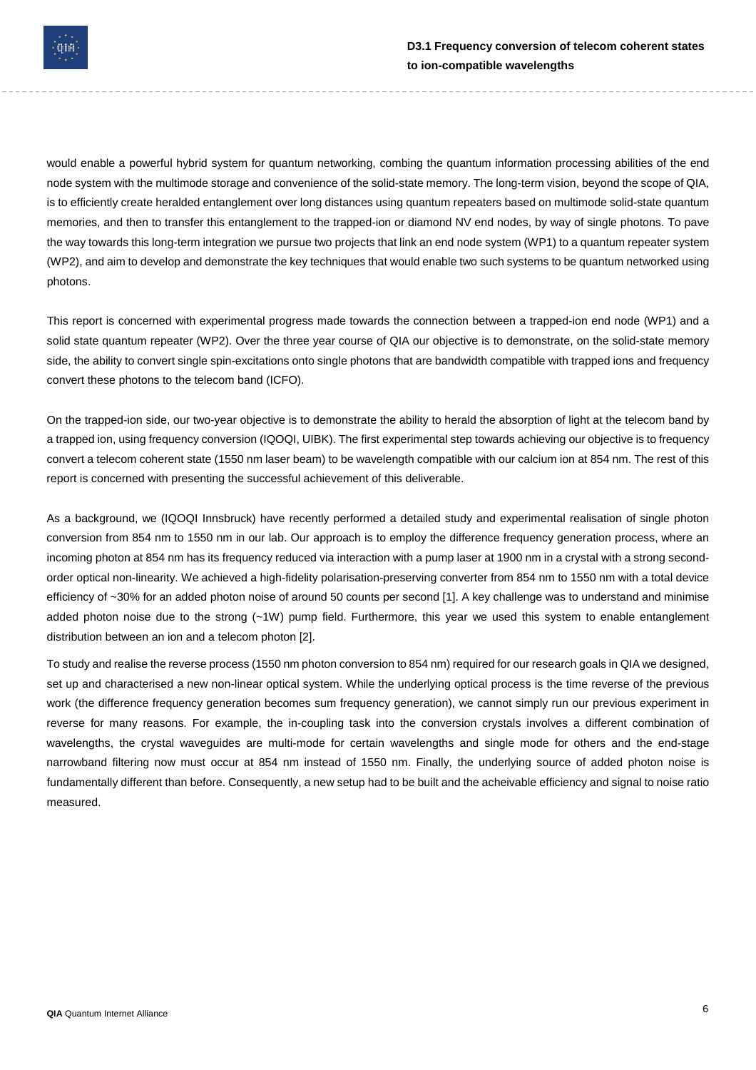would enable a powerful hybrid system for quantum networking, combing the quantum information processing abilities of the end node system with the multimode storage and convenience of the solid-state memory. The long-term vision, beyond the scope of QIA, is to efficiently create heralded entanglement over long distances using quantum repeaters based on multimode solid-state quantum memories, and then to transfer this entanglement to the trapped-ion or diamond NV end nodes, by way of single photons. To pave the way towards this long-term integration we pursue two projects that link an end node system (WP1) to a quantum repeater system (WP2), and aim to develop and demonstrate the key techniques that would enable two such systems to be quantum networked using photons.

This report is concerned with experimental progress made towards the connection between a trapped-ion end node (WP1) and a solid state quantum repeater (WP2). Over the three year course of QIA our objective is to demonstrate, on the solid-state memory side, the ability to convert single spin-excitations onto single photons that are bandwidth compatible with trapped ions and frequency convert these photons to the telecom band (ICFO).

On the trapped-ion side, our two-year objective is to demonstrate the ability to herald the absorption of light at the telecom band by a trapped ion, using frequency conversion (IQOQI, UIBK). The first experimental step towards achieving our objective is to frequency convert a telecom coherent state (1550 nm laser beam) to be wavelength compatible with our calcium ion at 854 nm. The rest of this report is concerned with presenting the successful achievement of this deliverable.

As a background, we (IQOQI Innsbruck) have recently performed a detailed study and experimental realisation of single photon conversion from 854 nm to 1550 nm in our lab. Our approach is to employ the difference frequency generation process, where an incoming photon at 854 nm has its frequency reduced via interaction with a pump laser at 1900 nm in a crystal with a strong second-order optical non-linearity. We achieved a high-fidelity polarisation-preserving converter from 854 nm to 1550 nm with a total device efficiency of ~30% for an added photon noise of around 50 counts per second [1]. A key challenge was to understand and minimise added photon noise due to the strong (~1W) pump field. Furthermore, this year we used this system to enable entanglement distribution between an ion and a telecom photon [2].

To study and realise the reverse process (1550 nm photon conversion to 854 nm) required for our research goals in QIA we designed, set up and characterised a new non-linear optical system. While the underlying optical process is the time reverse of the previous work (the difference frequency generation becomes sum frequency generation), we cannot simply run our previous experiment in reverse for many reasons. For example, the in-coupling task into the conversion crystals involves a different combination of wavelengths, the crystal waveguides are multi-mode for certain wavelengths and single mode for others and the end-stage narrowband filtering now must occur at 854 nm instead of 1550 nm. Finally, the underlying source of added photon noise is fundamentally different than before. Consequently, a new setup had to be built and the acheivable efficiency and signal to noise ratio measured.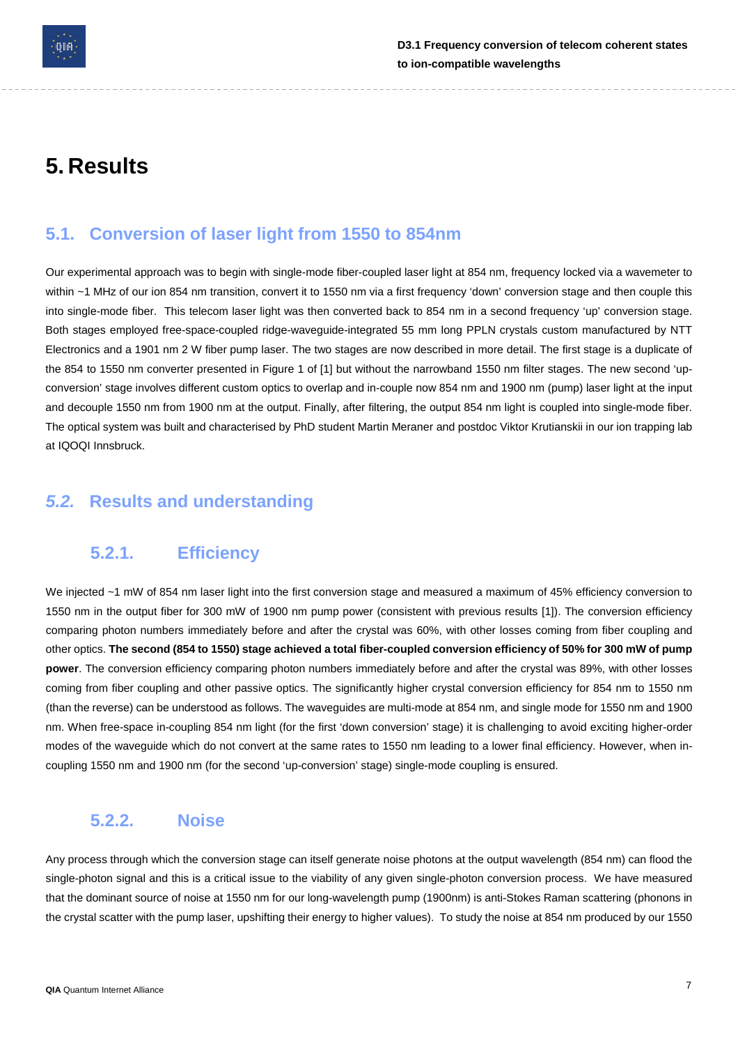# 5. Results

## 5.1. Conversion of laser light from 1550 to 854nm

Our experimental approach was to begin with single-mode fiber-coupled laser light at 854 nm, frequency locked via a wavemeter to within ~1 MHz of our ion 854 nm transition, convert it to 1550 nm via a first frequency 'down' conversion stage and then couple this into single-mode fiber. This telecom laser light was then converted back to 854 nm in a second frequency 'up' conversion stage. Both stages employed free-space-coupled ridge-waveguide-integrated 55 mm long PPLN crystals custom manufactured by NTT Electronics and a 1901 nm 2 W fiber pump laser. The two stages are now described in more detail. The first stage is a duplicate of the 854 to 1550 nm converter presented in Figure 1 of [1] but without the narrowband 1550 nm filter stages. The new second 'up-conversion' stage involves different custom optics to overlap and in-couple now 854 nm and 1900 nm (pump) laser light at the input and decouple 1550 nm from 1900 nm at the output. Finally, after filtering, the output 854 nm light is coupled into single-mode fiber. The optical system was built and characterised by PhD student Martin Meraner and postdoc Viktor Krutianskii in our ion trapping lab at IQOQI Innsbruck.

## *5.2.* Results and understanding

### 5.2.1. Efficiency

We injected ~1 mW of 854 nm laser light into the first conversion stage and measured a maximum of 45% efficiency conversion to 1550 nm in the output fiber for 300 mW of 1900 nm pump power (consistent with previous results [1]). The conversion efficiency comparing photon numbers immediately before and after the crystal was 60%, with other losses coming from fiber coupling and other optics. **The second (854 to 1550) stage achieved a total fiber-coupled conversion efficiency of 50% for 300 mW of pump power**. The conversion efficiency comparing photon numbers immediately before and after the crystal was 89%, with other losses coming from fiber coupling and other passive optics. The significantly higher crystal conversion efficiency for 854 nm to 1550 nm (than the reverse) can be understood as follows. The waveguides are multi-mode at 854 nm, and single mode for 1550 nm and 1900 nm. When free-space in-coupling 854 nm light (for the first 'down conversion' stage) it is challenging to avoid exciting higher-order modes of the waveguide which do not convert at the same rates to 1550 nm leading to a lower final efficiency. However, when in-coupling 1550 nm and 1900 nm (for the second 'up-conversion' stage) single-mode coupling is ensured.

### 5.2.2. Noise

Any process through which the conversion stage can itself generate noise photons at the output wavelength (854 nm) can flood the single-photon signal and this is a critical issue to the viability of any given single-photon conversion process. We have measured that the dominant source of noise at 1550 nm for our long-wavelength pump (1900nm) is anti-Stokes Raman scattering (phonons in the crystal scatter with the pump laser, upshifting their energy to higher values). To study the noise at 854 nm produced by our 1550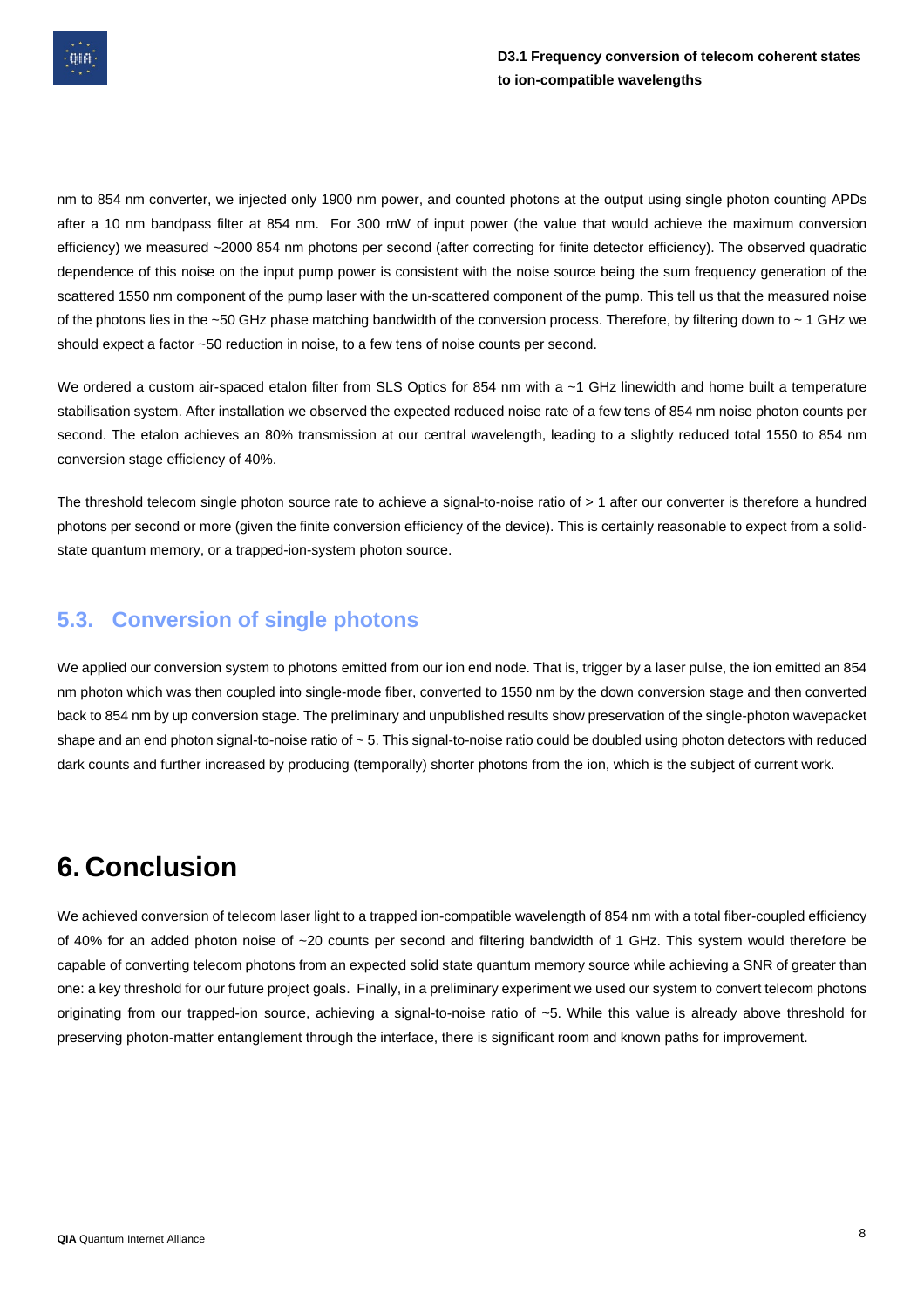nm to 854 nm converter, we injected only 1900 nm power, and counted photons at the output using single photon counting APDs after a 10 nm bandpass filter at 854 nm. For 300 mW of input power (the value that would achieve the maximum conversion efficiency) we measured ~2000 854 nm photons per second (after correcting for finite detector efficiency). The observed quadratic dependence of this noise on the input pump power is consistent with the noise source being the sum frequency generation of the scattered 1550 nm component of the pump laser with the un-scattered component of the pump. This tell us that the measured noise of the photons lies in the ~50 GHz phase matching bandwidth of the conversion process. Therefore, by filtering down to ~ 1 GHz we should expect a factor ~50 reduction in noise, to a few tens of noise counts per second.

We ordered a custom air-spaced etalon filter from SLS Optics for 854 nm with a ~1 GHz linewidth and home built a temperature stabilisation system. After installation we observed the expected reduced noise rate of a few tens of 854 nm noise photon counts per second. The etalon achieves an 80% transmission at our central wavelength, leading to a slightly reduced total 1550 to 854 nm conversion stage efficiency of 40%.

The threshold telecom single photon source rate to achieve a signal-to-noise ratio of > 1 after our converter is therefore a hundred photons per second or more (given the finite conversion efficiency of the device). This is certainly reasonable to expect from a solid-state quantum memory, or a trapped-ion-system photon source.

## 5.3. Conversion of single photons

We applied our conversion system to photons emitted from our ion end node. That is, trigger by a laser pulse, the ion emitted an 854 nm photon which was then coupled into single-mode fiber, converted to 1550 nm by the down conversion stage and then converted back to 854 nm by up conversion stage. The preliminary and unpublished results show preservation of the single-photon wavepacket shape and an end photon signal-to-noise ratio of ~ 5. This signal-to-noise ratio could be doubled using photon detectors with reduced dark counts and further increased by producing (temporally) shorter photons from the ion, which is the subject of current work.

# 6. Conclusion

We achieved conversion of telecom laser light to a trapped ion-compatible wavelength of 854 nm with a total fiber-coupled efficiency of 40% for an added photon noise of ~20 counts per second and filtering bandwidth of 1 GHz. This system would therefore be capable of converting telecom photons from an expected solid state quantum memory source while achieving a SNR of greater than one: a key threshold for our future project goals. Finally, in a preliminary experiment we used our system to convert telecom photons originating from our trapped-ion source, achieving a signal-to-noise ratio of ~5. While this value is already above threshold for preserving photon-matter entanglement through the interface, there is significant room and known paths for improvement.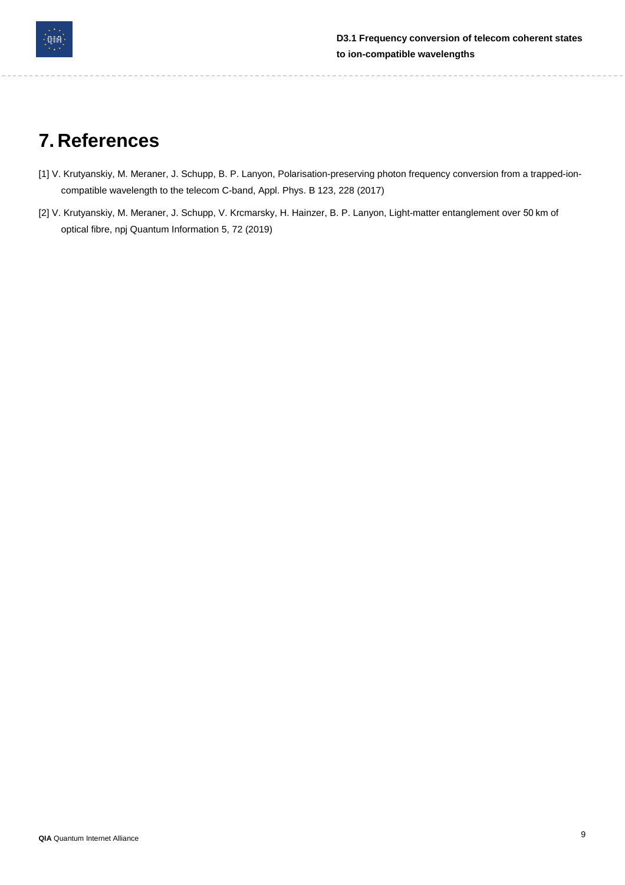# 7. References

[1] V. Krutyanskiy, M. Meraner, J. Schupp, B. P. Lanyon, Polarisation-preserving photon frequency conversion from a trapped-ion-compatible wavelength to the telecom C-band, Appl. Phys. B 123, 228 (2017)

[2] V. Krutyanskiy, M. Meraner, J. Schupp, V. Krcmarsky, H. Hainzer, B. P. Lanyon, Light-matter entanglement over 50 km of optical fibre, npj Quantum Information 5, 72 (2019)